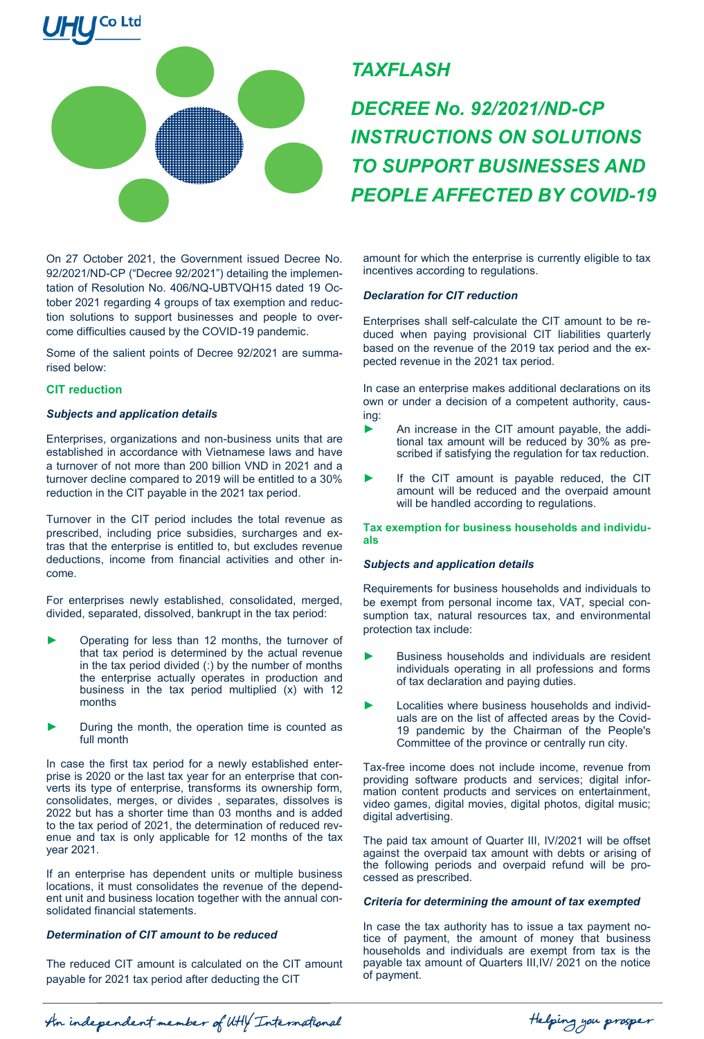# TAXFLASH

# DECREE No. 92/2021/ND-CP INSTRUCTIONS ON SOLUTIONS TO SUPPORT BUSINESSES AND PEOPLE AFFECTED BY COVID-19

On 27 October 2021, the Government issued Decree No. 92/2021/ND-CP ("Decree 92/2021") detailing the implementation of Resolution No. 406/NQ-UBTVQH15 dated 19 October 2021 regarding 4 groups of tax exemption and reduction solutions to support businesses and people to overcome difficulties caused by the COVID-19 pandemic.

Some of the salient points of Decree 92/2021 are summarised below:

## CIT reduction

### *Subjects and application details*

Enterprises, organizations and non-business units that are established in accordance with Vietnamese laws and have a turnover of not more than 200 billion VND in 2021 and a turnover decline compared to 2019 will be entitled to a 30% reduction in the CIT payable in the 2021 tax period.

Turnover in the CIT period includes the total revenue as prescribed, including price subsidies, surcharges and extras that the enterprise is entitled to, but excludes revenue deductions, income from financial activities and other income.

For enterprises newly established, consolidated, merged, divided, separated, dissolved, bankrupt in the tax period:

- Operating for less than 12 months, the turnover of that tax period is determined by the actual revenue in the tax period divided (:) by the number of months the enterprise actually operates in production and business in the tax period multiplied (x) with 12 months
- During the month, the operation time is counted as full month

In case the first tax period for a newly established enterprise is 2020 or the last tax year for an enterprise that converts its type of enterprise, transforms its ownership form, consolidates, merges, or divides , separates, dissolves is 2022 but has a shorter time than 03 months and is added to the tax period of 2021, the determination of reduced revenue and tax is only applicable for 12 months of the tax year 2021.

If an enterprise has dependent units or multiple business locations, it must consolidates the revenue of the dependent unit and business location together with the annual consolidated financial statements.

### *Determination of CIT amount to be reduced*

The reduced CIT amount is calculated on the CIT amount payable for 2021 tax period after deducting the CIT amount for which the enterprise is currently eligible to tax incentives according to regulations.

### *Declaration for CIT reduction*

Enterprises shall self-calculate the CIT amount to be reduced when paying provisional CIT liabilities quarterly based on the revenue of the 2019 tax period and the expected revenue in the 2021 tax period.

In case an enterprise makes additional declarations on its own or under a decision of a competent authority, causing:

- An increase in the CIT amount payable, the additional tax amount will be reduced by 30% as prescribed if satisfying the regulation for tax reduction.
- If the CIT amount is payable reduced, the CIT amount will be reduced and the overpaid amount will be handled according to regulations.

## Tax exemption for business households and individuals

### *Subjects and application details*

Requirements for business households and individuals to be exempt from personal income tax, VAT, special consumption tax, natural resources tax, and environmental protection tax include:

- Business households and individuals are resident individuals operating in all professions and forms of tax declaration and paying duties.
- Localities where business households and individuals are on the list of affected areas by the Covid-19 pandemic by the Chairman of the People's Committee of the province or centrally run city.

Tax-free income does not include income, revenue from providing software products and services; digital information content products and services on entertainment, video games, digital movies, digital photos, digital music; digital advertising.

The paid tax amount of Quarter III, IV/2021 will be offset against the overpaid tax amount with debts or arising of the following periods and overpaid refund will be processed as prescribed.

### *Criteria for determining the amount of tax exempted*

In case the tax authority has to issue a tax payment notice of payment, the amount of money that business households and individuals are exempt from tax is the payable tax amount of Quarters III,IV/ 2021 on the notice of payment.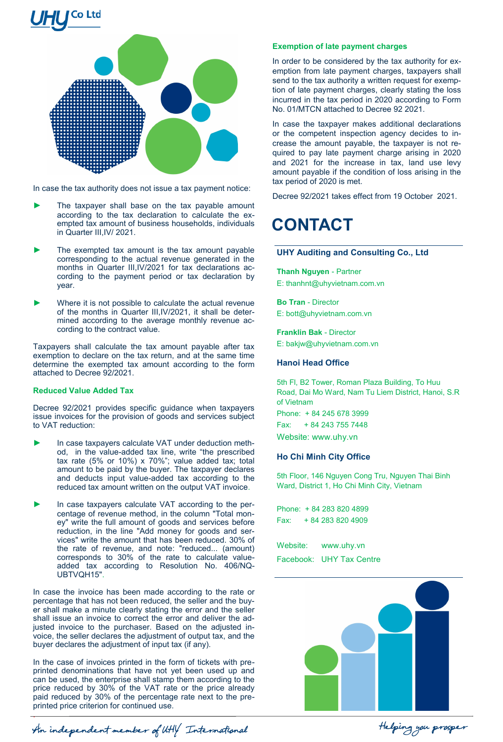In case the tax authority does not issue a tax payment notice:

- The taxpayer shall base on the tax payable amount according to the tax declaration to calculate the exempted tax amount of business households, individuals in Quarter III,IV/ 2021.
- The exempted tax amount is the tax amount payable corresponding to the actual revenue generated in the months in Quarter III,IV/2021 for tax declarations according to the payment period or tax declaration by year.
- Where it is not possible to calculate the actual revenue of the months in Quarter III,IV/2021, it shall be determined according to the average monthly revenue according to the contract value.

Taxpayers shall calculate the tax amount payable after tax exemption to declare on the tax return, and at the same time determine the exempted tax amount according to the form attached to Decree 92/2021.

### Reduced Value Added Tax

Decree 92/2021 provides specific guidance when taxpayers issue invoices for the provision of goods and services subject to VAT reduction:

- In case taxpayers calculate VAT under deduction method, in the value-added tax line, write "the prescribed tax rate (5% or 10%) x 70%"; value added tax; total amount to be paid by the buyer. The taxpayer declares and deducts input value-added tax according to the reduced tax amount written on the output VAT invoice.
- In case taxpayers calculate VAT according to the percentage of revenue method, in the column "Total money" write the full amount of goods and services before reduction, in the line "Add money for goods and services" write the amount that has been reduced. 30% of the rate of revenue, and note: "reduced... (amount) corresponds to 30% of the rate to calculate value-added tax according to Resolution No. 406/NQ-UBTVQH15".

In case the invoice has been made according to the rate or percentage that has not been reduced, the seller and the buyer shall make a minute clearly stating the error and the seller shall issue an invoice to correct the error and deliver the adjusted invoice to the purchaser. Based on the adjusted invoice, the seller declares the adjustment of output tax, and the buyer declares the adjustment of input tax (if any).

In the case of invoices printed in the form of tickets with pre-printed denominations that have not yet been used up and can be used, the enterprise shall stamp them according to the price reduced by 30% of the VAT rate or the price already paid reduced by 30% of the percentage rate next to the pre-printed price criterion for continued use.

### Exemption of late payment charges

In order to be considered by the tax authority for exemption from late payment charges, taxpayers shall send to the tax authority a written request for exemption of late payment charges, clearly stating the loss incurred in the tax period in 2020 according to Form No. 01/MTCN attached to Decree 92 2021.

In case the taxpayer makes additional declarations or the competent inspection agency decides to increase the amount payable, the taxpayer is not required to pay late payment charge arising in 2020 and 2021 for the increase in tax, land use levy amount payable if the condition of loss arising in the tax period of 2020 is met.

Decree 92/2021 takes effect from 19 October 2021.

# CONTACT

### UHY Auditing and Consulting Co., Ltd

**Thanh Nguyen** - Partner
E: thanhnt@uhyvietnam.com.vn

**Bo Tran** - Director
E: bott@uhyvietnam.com.vn

**Franklin Bak** - Director
E: bakjw@uhyvietnam.com.vn

### Hanoi Head Office

5th Fl, B2 Tower, Roman Plaza Building, To Huu Road, Dai Mo Ward, Nam Tu Liem District, Hanoi, S.R of Vietnam
Phone: + 84 245 678 3999
Fax: + 84 243 755 7448
Website: www.uhy.vn

### Ho Chi Minh City Office

5th Floor, 146 Nguyen Cong Tru, Nguyen Thai Binh Ward, District 1, Ho Chi Minh City, Vietnam

Phone: + 84 283 820 4899
Fax: + 84 283 820 4909

Website: www.uhy.vn
Facebook: UHY Tax Centre

An independent member of UHY International

Helping you prosper